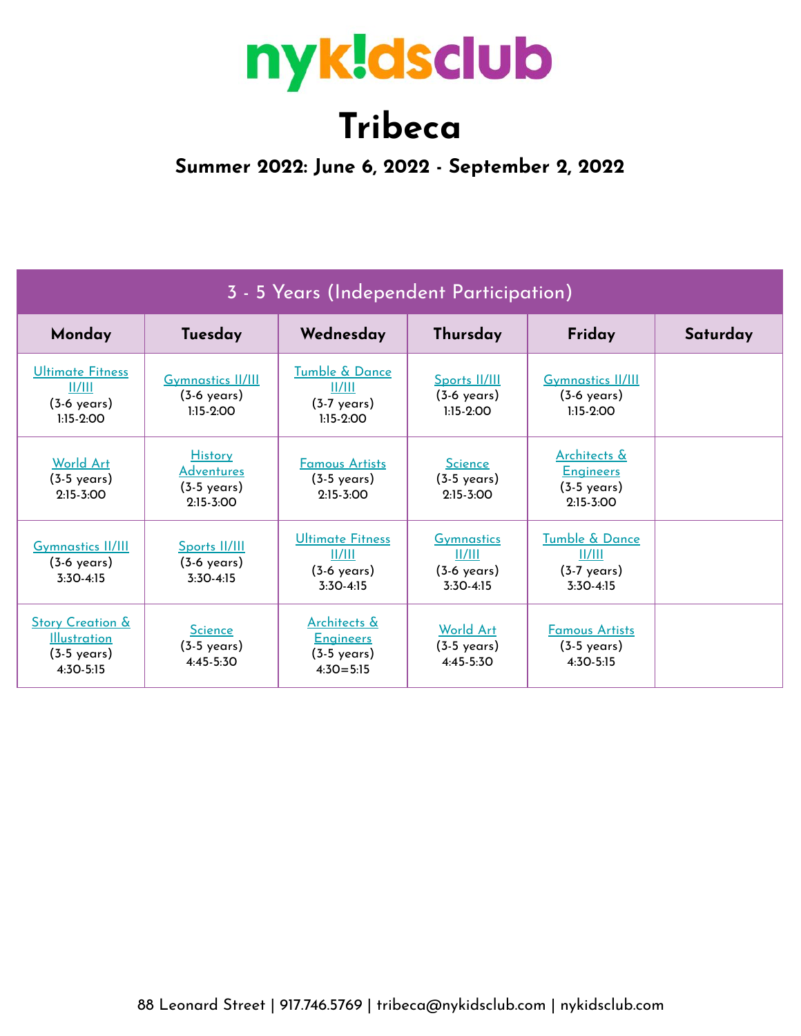# nykidsclub

# Tribeca

### Summer 2022: June 6, 2022 - September 2, 2022

| 3 - 5 Years (Independent Participation) | | | | | |
|---|---|---|---|---|---|
| **Monday** | **Tuesday** | **Wednesday** | **Thursday** | **Friday** | **Saturday** |
| Ultimate Fitness II/III (3-6 years) 1:15-2:00 | Gymnastics II/III (3-6 years) 1:15-2:00 | Tumble & Dance II/III (3-7 years) 1:15-2:00 | Sports II/III (3-6 years) 1:15-2:00 | Gymnastics II/III (3-6 years) 1:15-2:00 | |
| World Art (3-5 years) 2:15-3:00 | History Adventures (3-5 years) 2:15-3:00 | Famous Artists (3-5 years) 2:15-3:00 | Science (3-5 years) 2:15-3:00 | Architects & Engineers (3-5 years) 2:15-3:00 | |
| Gymnastics II/III (3-6 years) 3:30-4:15 | Sports II/III (3-6 years) 3:30-4:15 | Ultimate Fitness II/III (3-6 years) 3:30-4:15 | Gymnastics II/III (3-6 years) 3:30-4:15 | Tumble & Dance II/III (3-7 years) 3:30-4:15 | |
| Story Creation & Illustration (3-5 years) 4:30-5:15 | Science (3-5 years) 4:45-5:30 | Architects & Engineers (3-5 years) 4:30=5:15 | World Art (3-5 years) 4:45-5:30 | Famous Artists (3-5 years) 4:30-5:15 | |

88 Leonard Street | 917.746.5769 | tribeca@nykidsclub.com | nykidsclub.com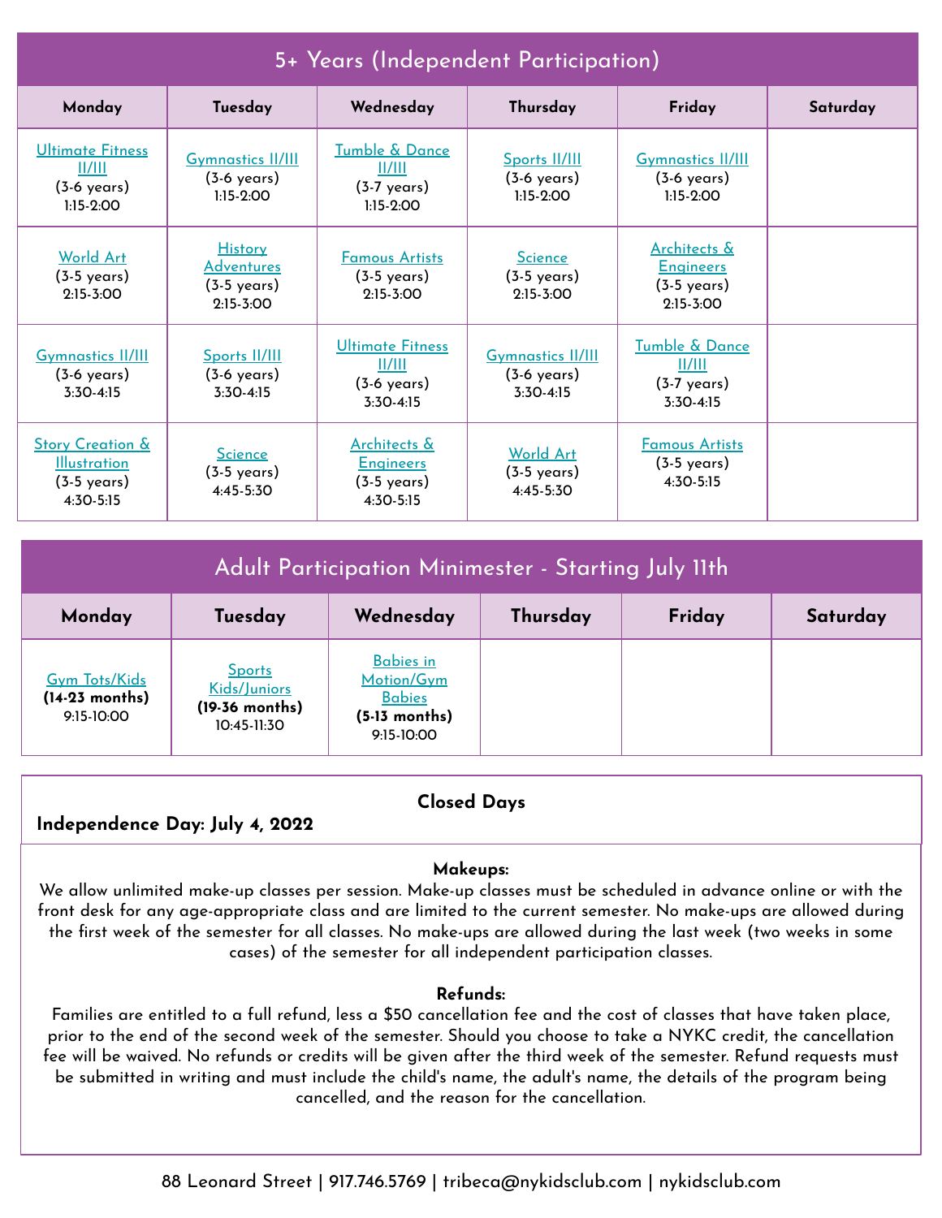## 5+ Years (Independent Participation)

| Monday | Tuesday | Wednesday | Thursday | Friday | Saturday |
|---|---|---|---|---|---|
| Ultimate Fitness II/III (3-6 years) 1:15-2:00 | Gymnastics II/III (3-6 years) 1:15-2:00 | Tumble & Dance II/III (3-7 years) 1:15-2:00 | Sports II/III (3-6 years) 1:15-2:00 | Gymnastics II/III (3-6 years) 1:15-2:00 | |
| World Art (3-5 years) 2:15-3:00 | History Adventures (3-5 years) 2:15-3:00 | Famous Artists (3-5 years) 2:15-3:00 | Science (3-5 years) 2:15-3:00 | Architects & Engineers (3-5 years) 2:15-3:00 | |
| Gymnastics II/III (3-6 years) 3:30-4:15 | Sports II/III (3-6 years) 3:30-4:15 | Ultimate Fitness II/III (3-6 years) 3:30-4:15 | Gymnastics II/III (3-6 years) 3:30-4:15 | Tumble & Dance II/III (3-7 years) 3:30-4:15 | |
| Story Creation & Illustration (3-5 years) 4:30-5:15 | Science (3-5 years) 4:45-5:30 | Architects & Engineers (3-5 years) 4:30-5:15 | World Art (3-5 years) 4:45-5:30 | Famous Artists (3-5 years) 4:30-5:15 | |

## Adult Participation Minimester - Starting July 11th

| Monday | Tuesday | Wednesday | Thursday | Friday | Saturday |
|---|---|---|---|---|---|
| Gym Tots/Kids **(14-23 months)** 9:15-10:00 | Sports Kids/Juniors **(19-36 months)** 10:45-11:30 | Babies in Motion/Gym Babies **(5-13 months)** 9:15-10:00 | | | |

**Closed Days**

**Independence Day: July 4, 2022**

**Makeups:**

We allow unlimited make-up classes per session. Make-up classes must be scheduled in advance online or with the front desk for any age-appropriate class and are limited to the current semester. No make-ups are allowed during the first week of the semester for all classes. No make-ups are allowed during the last week (two weeks in some cases) of the semester for all independent participation classes.

**Refunds:**

Families are entitled to a full refund, less a $50 cancellation fee and the cost of classes that have taken place, prior to the end of the second week of the semester. Should you choose to take a NYKC credit, the cancellation fee will be waived. No refunds or credits will be given after the third week of the semester. Refund requests must be submitted in writing and must include the child's name, the adult's name, the details of the program being cancelled, and the reason for the cancellation.

88 Leonard Street | 917.746.5769 | tribeca@nykidsclub.com | nykidsclub.com